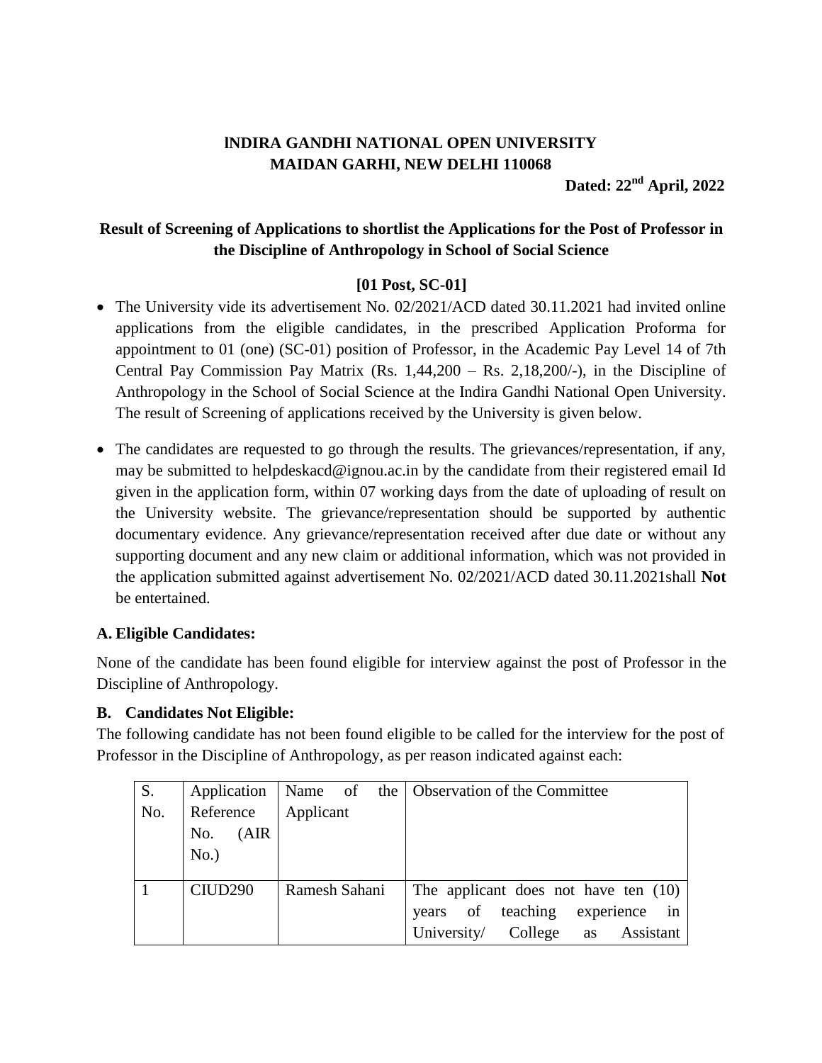**INDIRA GANDHI NATIONAL OPEN UNIVERSITY**
**MAIDAN GARHI, NEW DELHI 110068**

**Dated: 22nd April, 2022**

## Result of Screening of Applications to shortlist the Applications for the Post of Professor in the Discipline of Anthropology in School of Social Science

**[01 Post, SC-01]**

- The University vide its advertisement No. 02/2021/ACD dated 30.11.2021 had invited online applications from the eligible candidates, in the prescribed Application Proforma for appointment to 01 (one) (SC-01) position of Professor, in the Academic Pay Level 14 of 7th Central Pay Commission Pay Matrix (Rs. 1,44,200 – Rs. 2,18,200/-), in the Discipline of Anthropology in the School of Social Science at the Indira Gandhi National Open University. The result of Screening of applications received by the University is given below.

- The candidates are requested to go through the results. The grievances/representation, if any, may be submitted to helpdeskacd@ignou.ac.in by the candidate from their registered email Id given in the application form, within 07 working days from the date of uploading of result on the University website. The grievance/representation should be supported by authentic documentary evidence. Any grievance/representation received after due date or without any supporting document and any new claim or additional information, which was not provided in the application submitted against advertisement No. 02/2021/ACD dated 30.11.2021shall **Not** be entertained.

### A. Eligible Candidates:

None of the candidate has been found eligible for interview against the post of Professor in the Discipline of Anthropology.

### B. Candidates Not Eligible:

The following candidate has not been found eligible to be called for the interview for the post of Professor in the Discipline of Anthropology, as per reason indicated against each:

| S. No. | Application Reference No. (AIR No.) | Name of the Applicant | Observation of the Committee |
|---|---|---|---|
| 1 | CIUD290 | Ramesh Sahani | The applicant does not have ten (10) years of teaching experience in University/ College as Assistant |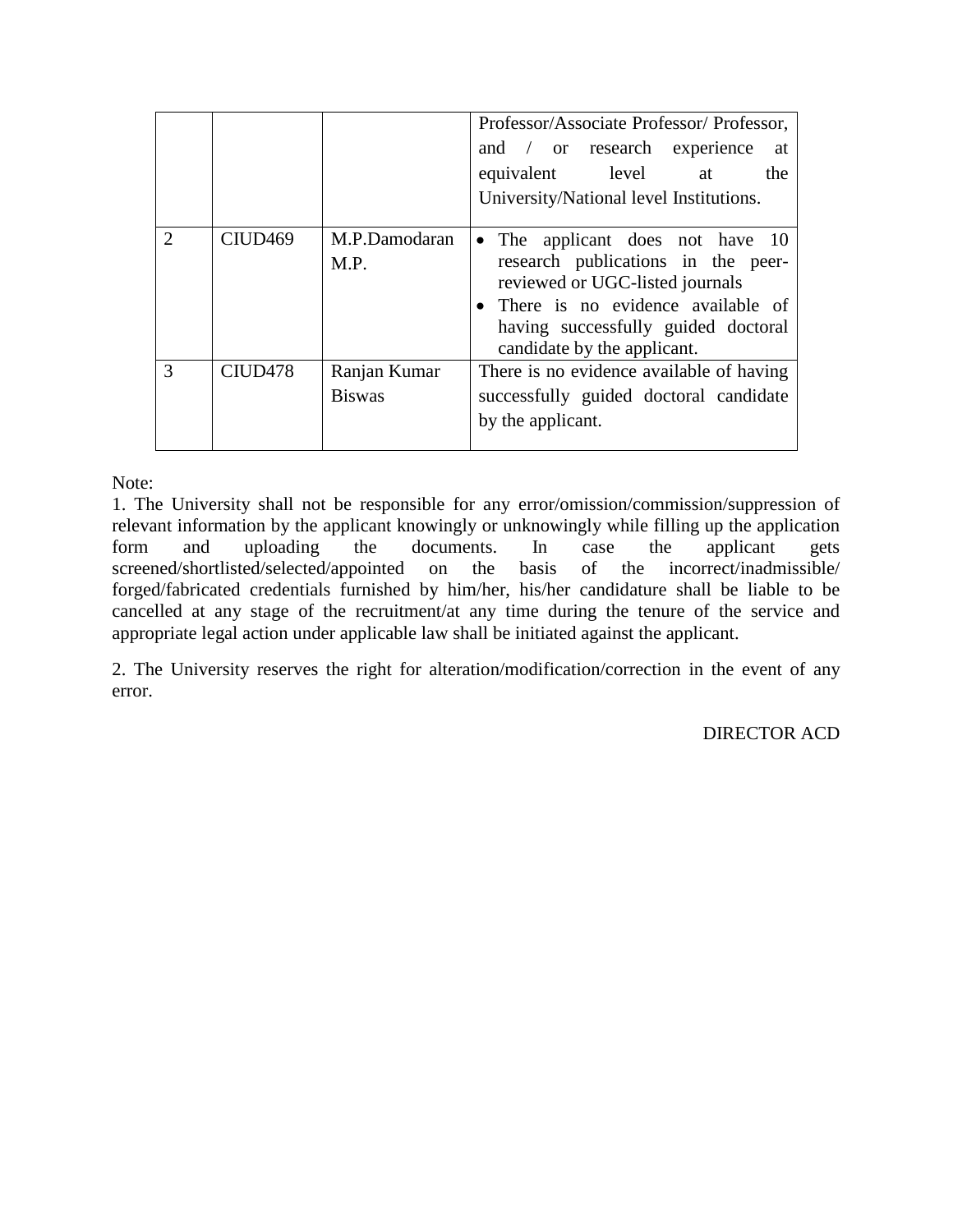| | | | |
|---|---|---|---|
| | | | Professor/Associate Professor/ Professor, and / or research experience at equivalent level at the University/National level Institutions. |
| 2 | CIUD469 | M.P.Damodaran M.P. | • The applicant does not have 10 research publications in the peer-reviewed or UGC-listed journals<br>• There is no evidence available of having successfully guided doctoral candidate by the applicant. |
| 3 | CIUD478 | Ranjan Kumar Biswas | There is no evidence available of having successfully guided doctoral candidate by the applicant. |

Note:

1. The University shall not be responsible for any error/omission/commission/suppression of relevant information by the applicant knowingly or unknowingly while filling up the application form and uploading the documents. In case the applicant gets screened/shortlisted/selected/appointed on the basis of the incorrect/inadmissible/ forged/fabricated credentials furnished by him/her, his/her candidature shall be liable to be cancelled at any stage of the recruitment/at any time during the tenure of the service and appropriate legal action under applicable law shall be initiated against the applicant.

2. The University reserves the right for alteration/modification/correction in the event of any error.

DIRECTOR ACD